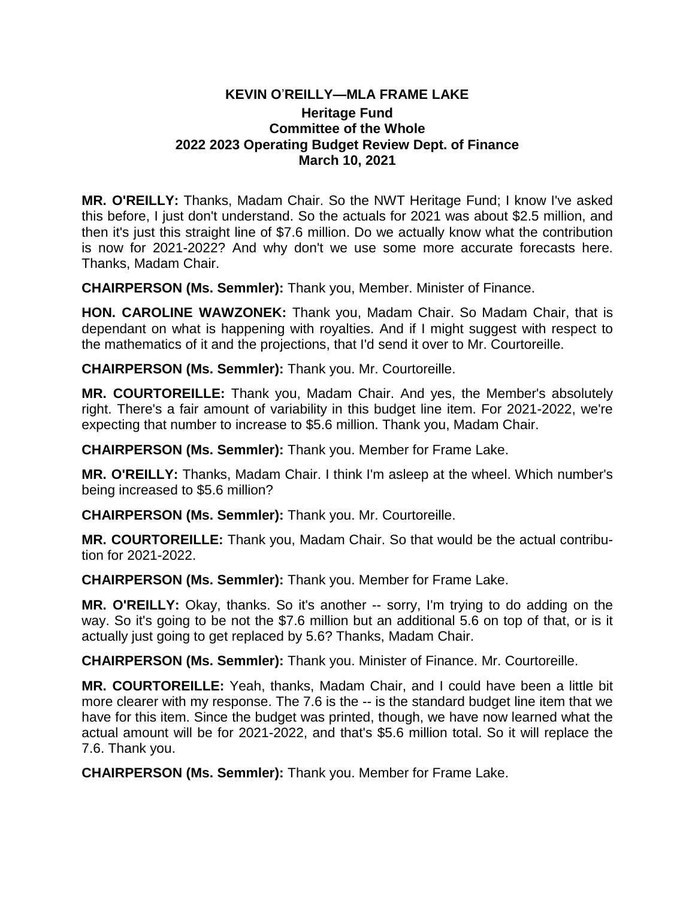# KEVIN O'REILLY—MLA FRAME LAKE

## Heritage Fund
## Committee of the Whole
## 2022 2023 Operating Budget Review Dept. of Finance
## March 10, 2021

**MR. O'REILLY:** Thanks, Madam Chair. So the NWT Heritage Fund; I know I've asked this before, I just don't understand. So the actuals for 2021 was about $2.5 million, and then it's just this straight line of $7.6 million. Do we actually know what the contribution is now for 2021-2022? And why don't we use some more accurate forecasts here. Thanks, Madam Chair.

**CHAIRPERSON (Ms. Semmler):** Thank you, Member. Minister of Finance.

**HON. CAROLINE WAWZONEK:** Thank you, Madam Chair. So Madam Chair, that is dependant on what is happening with royalties. And if I might suggest with respect to the mathematics of it and the projections, that I'd send it over to Mr. Courtoreille.

**CHAIRPERSON (Ms. Semmler):** Thank you. Mr. Courtoreille.

**MR. COURTOREILLE:** Thank you, Madam Chair. And yes, the Member's absolutely right. There's a fair amount of variability in this budget line item. For 2021-2022, we're expecting that number to increase to $5.6 million. Thank you, Madam Chair.

**CHAIRPERSON (Ms. Semmler):** Thank you. Member for Frame Lake.

**MR. O'REILLY:** Thanks, Madam Chair. I think I'm asleep at the wheel. Which number's being increased to $5.6 million?

**CHAIRPERSON (Ms. Semmler):** Thank you. Mr. Courtoreille.

**MR. COURTOREILLE:** Thank you, Madam Chair. So that would be the actual contribution for 2021-2022.

**CHAIRPERSON (Ms. Semmler):** Thank you. Member for Frame Lake.

**MR. O'REILLY:** Okay, thanks. So it's another -- sorry, I'm trying to do adding on the way. So it's going to be not the $7.6 million but an additional 5.6 on top of that, or is it actually just going to get replaced by 5.6? Thanks, Madam Chair.

**CHAIRPERSON (Ms. Semmler):** Thank you. Minister of Finance. Mr. Courtoreille.

**MR. COURTOREILLE:** Yeah, thanks, Madam Chair, and I could have been a little bit more clearer with my response. The 7.6 is the -- is the standard budget line item that we have for this item. Since the budget was printed, though, we have now learned what the actual amount will be for 2021-2022, and that's $5.6 million total. So it will replace the 7.6. Thank you.

**CHAIRPERSON (Ms. Semmler):** Thank you. Member for Frame Lake.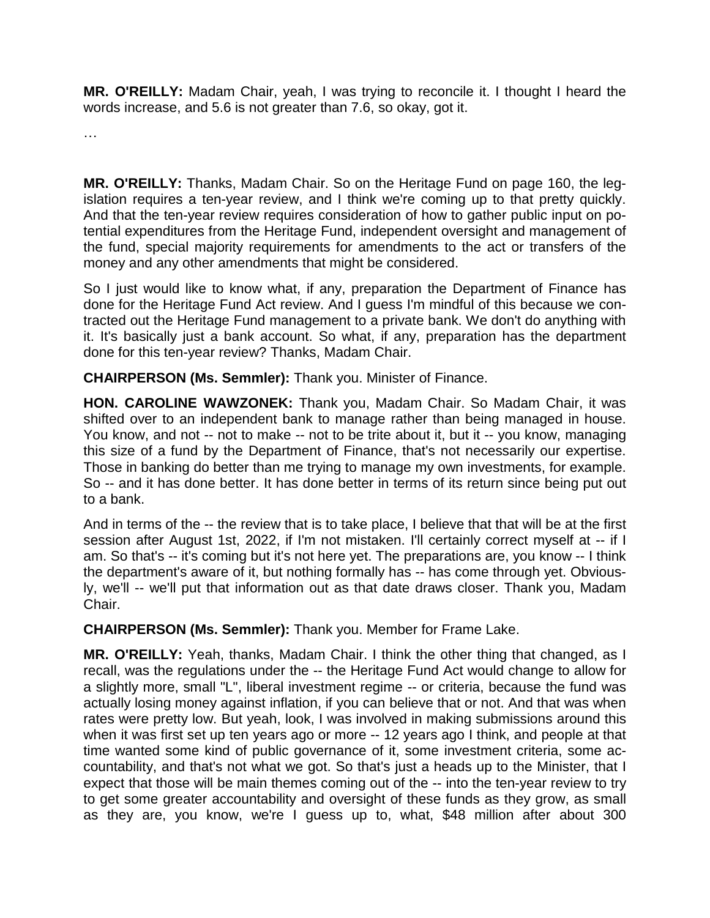**MR. O'REILLY:** Madam Chair, yeah, I was trying to reconcile it. I thought I heard the words increase, and 5.6 is not greater than 7.6, so okay, got it.

…

**MR. O'REILLY:** Thanks, Madam Chair. So on the Heritage Fund on page 160, the legislation requires a ten-year review, and I think we're coming up to that pretty quickly. And that the ten-year review requires consideration of how to gather public input on potential expenditures from the Heritage Fund, independent oversight and management of the fund, special majority requirements for amendments to the act or transfers of the money and any other amendments that might be considered.

So I just would like to know what, if any, preparation the Department of Finance has done for the Heritage Fund Act review. And I guess I'm mindful of this because we contracted out the Heritage Fund management to a private bank. We don't do anything with it. It's basically just a bank account. So what, if any, preparation has the department done for this ten-year review? Thanks, Madam Chair.

**CHAIRPERSON (Ms. Semmler):** Thank you. Minister of Finance.

**HON. CAROLINE WAWZONEK:** Thank you, Madam Chair. So Madam Chair, it was shifted over to an independent bank to manage rather than being managed in house. You know, and not -- not to make -- not to be trite about it, but it -- you know, managing this size of a fund by the Department of Finance, that's not necessarily our expertise. Those in banking do better than me trying to manage my own investments, for example. So -- and it has done better. It has done better in terms of its return since being put out to a bank.

And in terms of the -- the review that is to take place, I believe that that will be at the first session after August 1st, 2022, if I'm not mistaken. I'll certainly correct myself at -- if I am. So that's -- it's coming but it's not here yet. The preparations are, you know -- I think the department's aware of it, but nothing formally has -- has come through yet. Obviously, we'll -- we'll put that information out as that date draws closer. Thank you, Madam Chair.

**CHAIRPERSON (Ms. Semmler):** Thank you. Member for Frame Lake.

**MR. O'REILLY:** Yeah, thanks, Madam Chair. I think the other thing that changed, as I recall, was the regulations under the -- the Heritage Fund Act would change to allow for a slightly more, small "L", liberal investment regime -- or criteria, because the fund was actually losing money against inflation, if you can believe that or not. And that was when rates were pretty low. But yeah, look, I was involved in making submissions around this when it was first set up ten years ago or more -- 12 years ago I think, and people at that time wanted some kind of public governance of it, some investment criteria, some accountability, and that's not what we got. So that's just a heads up to the Minister, that I expect that those will be main themes coming out of the -- into the ten-year review to try to get some greater accountability and oversight of these funds as they grow, as small as they are, you know, we're I guess up to, what, $48 million after about 300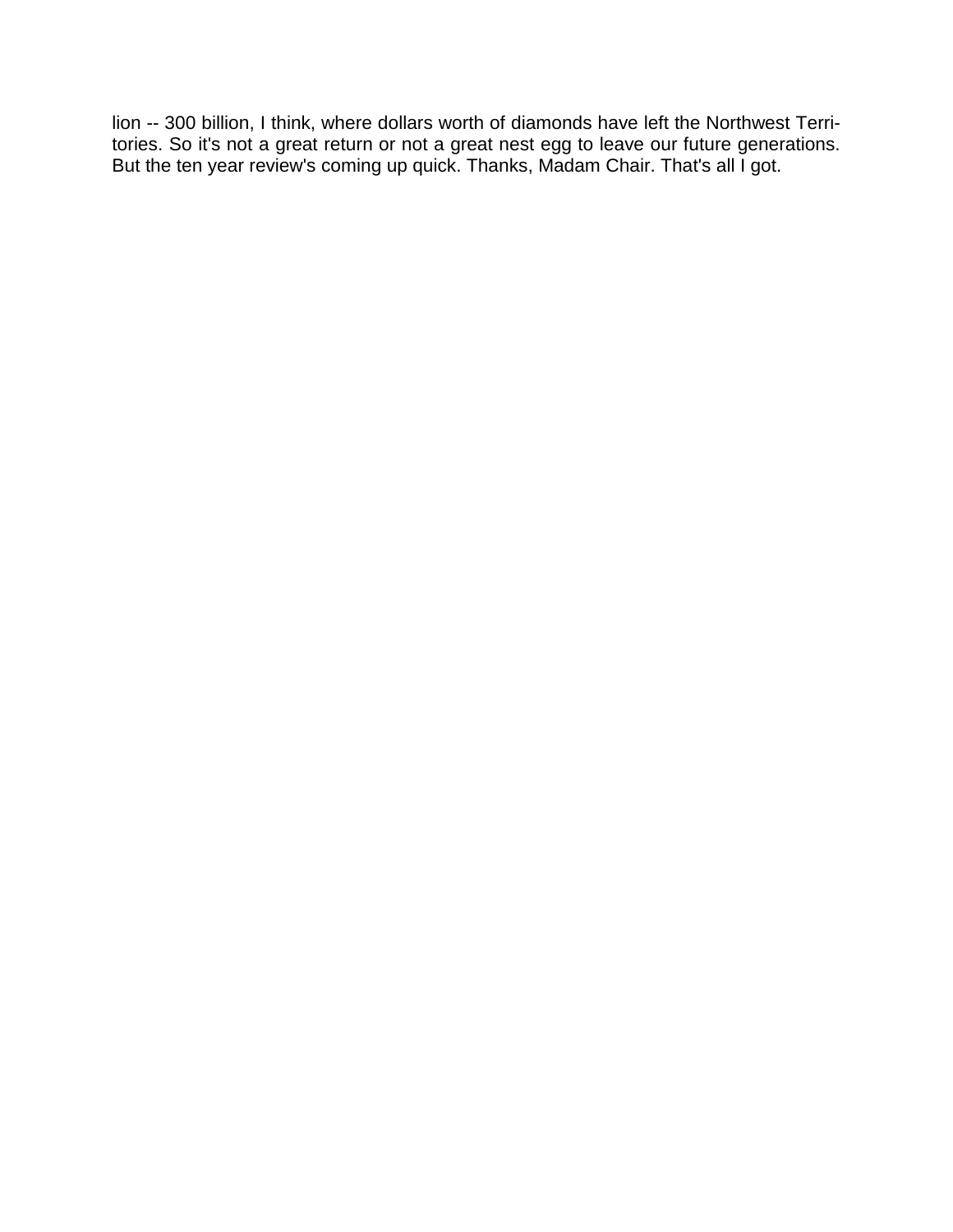lion -- 300 billion, I think, where dollars worth of diamonds have left the Northwest Territories. So it's not a great return or not a great nest egg to leave our future generations. But the ten year review's coming up quick. Thanks, Madam Chair. That's all I got.